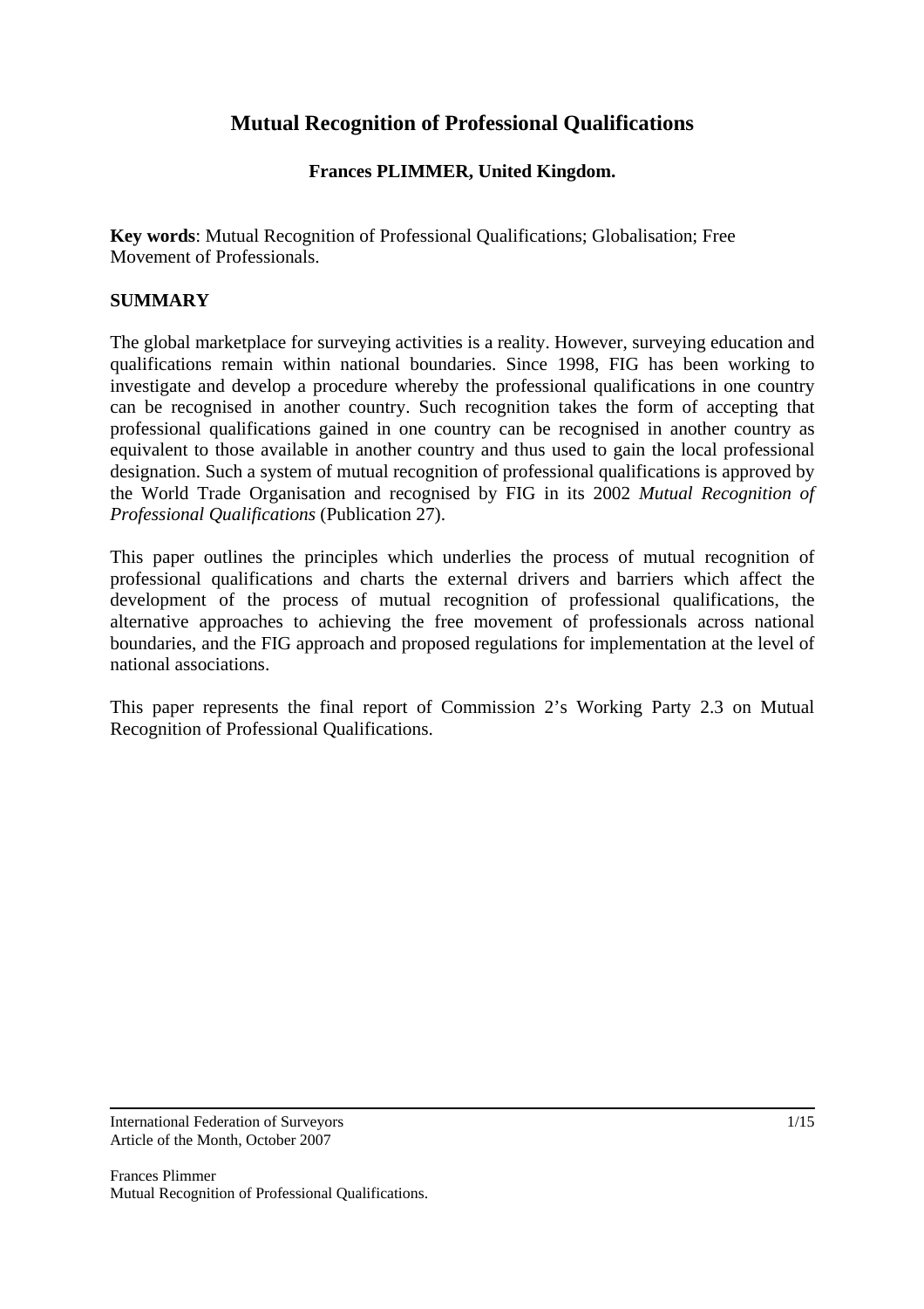# Mutual Recognition of Professional Qualifications

**Frances PLIMMER, United Kingdom.**

**Key words**: Mutual Recognition of Professional Qualifications; Globalisation; Free Movement of Professionals.

## SUMMARY

The global marketplace for surveying activities is a reality. However, surveying education and qualifications remain within national boundaries. Since 1998, FIG has been working to investigate and develop a procedure whereby the professional qualifications in one country can be recognised in another country. Such recognition takes the form of accepting that professional qualifications gained in one country can be recognised in another country as equivalent to those available in another country and thus used to gain the local professional designation. Such a system of mutual recognition of professional qualifications is approved by the World Trade Organisation and recognised by FIG in its 2002 *Mutual Recognition of Professional Qualifications* (Publication 27).

This paper outlines the principles which underlies the process of mutual recognition of professional qualifications and charts the external drivers and barriers which affect the development of the process of mutual recognition of professional qualifications, the alternative approaches to achieving the free movement of professionals across national boundaries, and the FIG approach and proposed regulations for implementation at the level of national associations.

This paper represents the final report of Commission 2's Working Party 2.3 on Mutual Recognition of Professional Qualifications.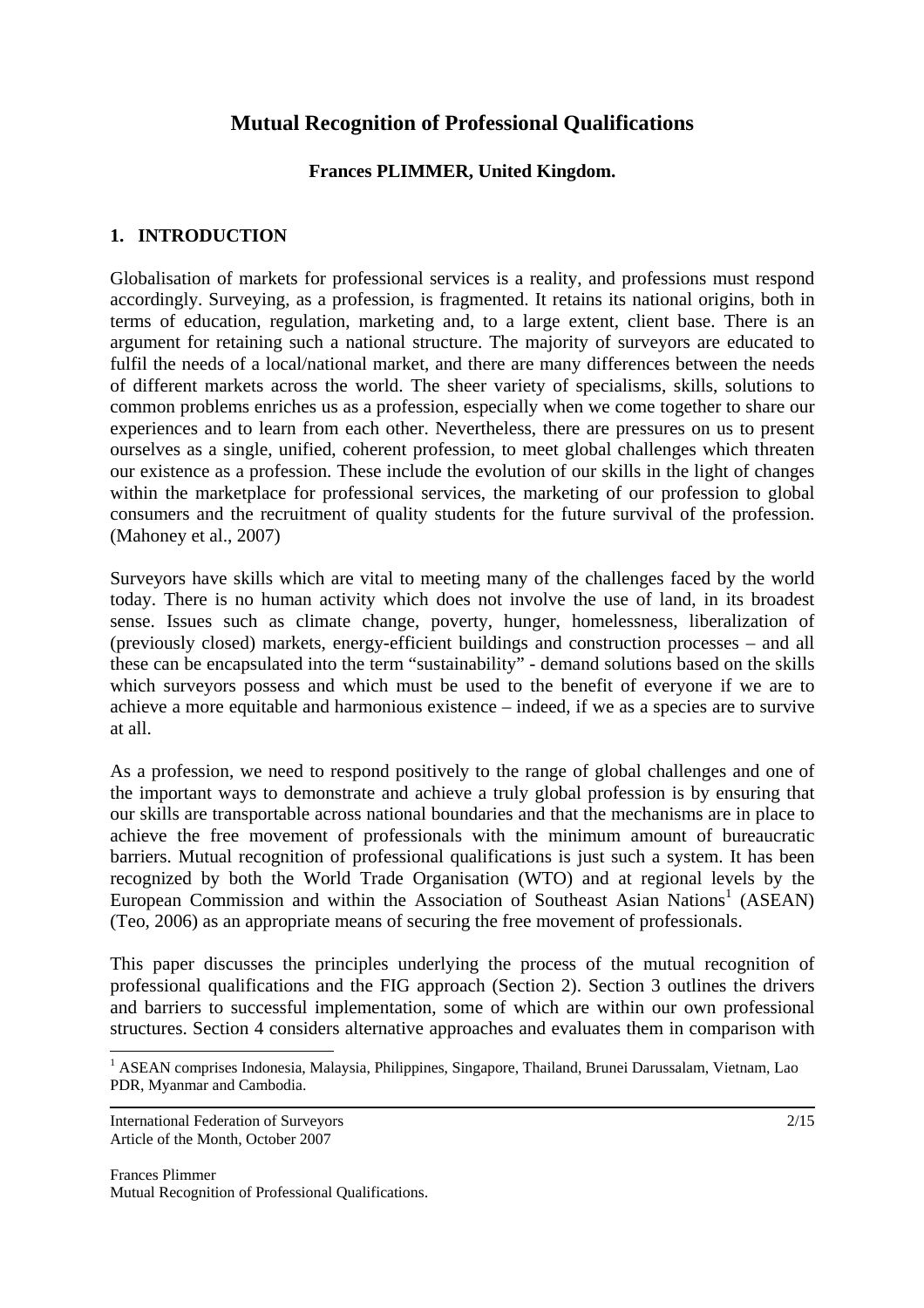# Mutual Recognition of Professional Qualifications

**Frances PLIMMER, United Kingdom.**

## 1. INTRODUCTION

Globalisation of markets for professional services is a reality, and professions must respond accordingly. Surveying, as a profession, is fragmented. It retains its national origins, both in terms of education, regulation, marketing and, to a large extent, client base. There is an argument for retaining such a national structure. The majority of surveyors are educated to fulfil the needs of a local/national market, and there are many differences between the needs of different markets across the world. The sheer variety of specialisms, skills, solutions to common problems enriches us as a profession, especially when we come together to share our experiences and to learn from each other. Nevertheless, there are pressures on us to present ourselves as a single, unified, coherent profession, to meet global challenges which threaten our existence as a profession. These include the evolution of our skills in the light of changes within the marketplace for professional services, the marketing of our profession to global consumers and the recruitment of quality students for the future survival of the profession. (Mahoney et al., 2007)

Surveyors have skills which are vital to meeting many of the challenges faced by the world today. There is no human activity which does not involve the use of land, in its broadest sense. Issues such as climate change, poverty, hunger, homelessness, liberalization of (previously closed) markets, energy-efficient buildings and construction processes – and all these can be encapsulated into the term "sustainability" - demand solutions based on the skills which surveyors possess and which must be used to the benefit of everyone if we are to achieve a more equitable and harmonious existence – indeed, if we as a species are to survive at all.

As a profession, we need to respond positively to the range of global challenges and one of the important ways to demonstrate and achieve a truly global profession is by ensuring that our skills are transportable across national boundaries and that the mechanisms are in place to achieve the free movement of professionals with the minimum amount of bureaucratic barriers. Mutual recognition of professional qualifications is just such a system. It has been recognized by both the World Trade Organisation (WTO) and at regional levels by the European Commission and within the Association of Southeast Asian Nations[1] (ASEAN) (Teo, 2006) as an appropriate means of securing the free movement of professionals.

This paper discusses the principles underlying the process of the mutual recognition of professional qualifications and the FIG approach (Section 2). Section 3 outlines the drivers and barriers to successful implementation, some of which are within our own professional structures. Section 4 considers alternative approaches and evaluates them in comparison with

[1] ASEAN comprises Indonesia, Malaysia, Philippines, Singapore, Thailand, Brunei Darussalam, Vietnam, Lao PDR, Myanmar and Cambodia.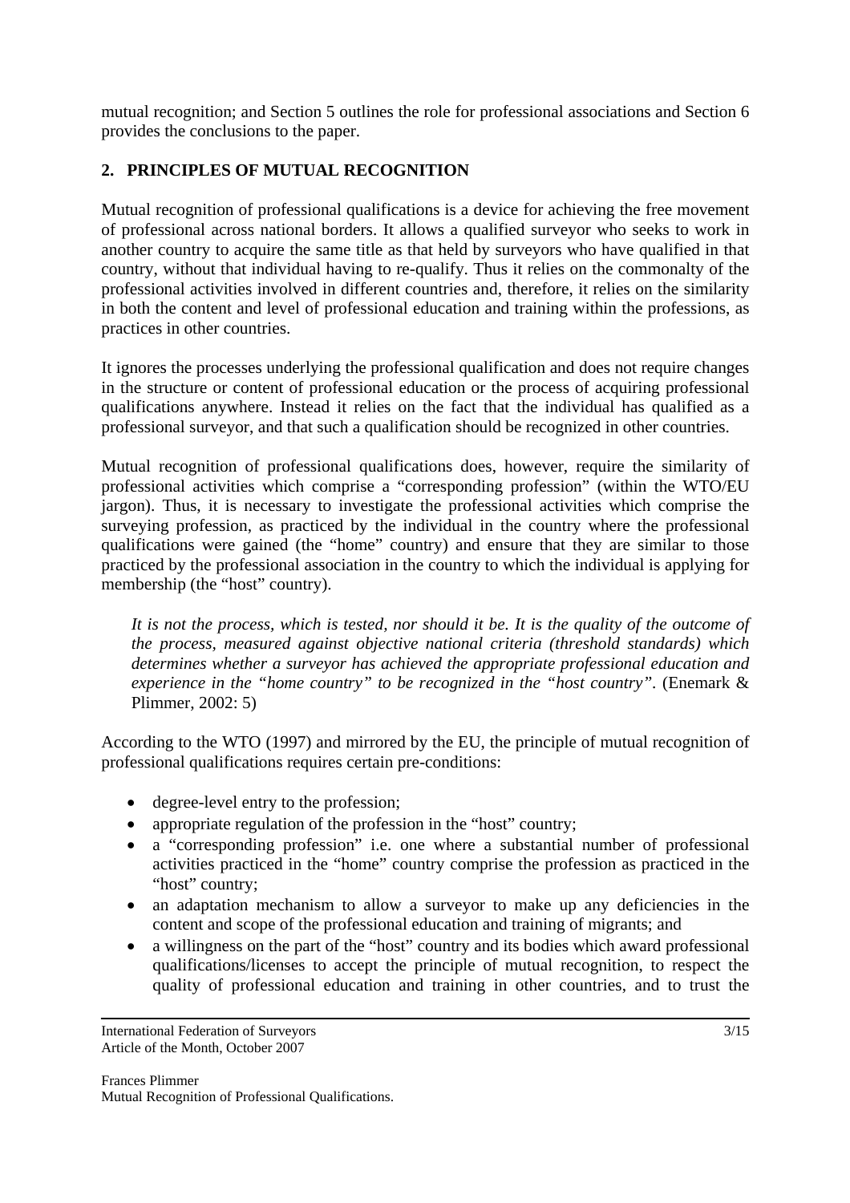mutual recognition; and Section 5 outlines the role for professional associations and Section 6 provides the conclusions to the paper.

## 2. PRINCIPLES OF MUTUAL RECOGNITION

Mutual recognition of professional qualifications is a device for achieving the free movement of professional across national borders. It allows a qualified surveyor who seeks to work in another country to acquire the same title as that held by surveyors who have qualified in that country, without that individual having to re-qualify. Thus it relies on the commonalty of the professional activities involved in different countries and, therefore, it relies on the similarity in both the content and level of professional education and training within the professions, as practices in other countries.

It ignores the processes underlying the professional qualification and does not require changes in the structure or content of professional education or the process of acquiring professional qualifications anywhere. Instead it relies on the fact that the individual has qualified as a professional surveyor, and that such a qualification should be recognized in other countries.

Mutual recognition of professional qualifications does, however, require the similarity of professional activities which comprise a "corresponding profession" (within the WTO/EU jargon). Thus, it is necessary to investigate the professional activities which comprise the surveying profession, as practiced by the individual in the country where the professional qualifications were gained (the "home" country) and ensure that they are similar to those practiced by the professional association in the country to which the individual is applying for membership (the "host" country).

> *It is not the process, which is tested, nor should it be. It is the quality of the outcome of the process, measured against objective national criteria (threshold standards) which determines whether a surveyor has achieved the appropriate professional education and experience in the "home country" to be recognized in the "host country".* (Enemark & Plimmer, 2002: 5)

According to the WTO (1997) and mirrored by the EU, the principle of mutual recognition of professional qualifications requires certain pre-conditions:

- degree-level entry to the profession;
- appropriate regulation of the profession in the "host" country;
- a "corresponding profession" i.e. one where a substantial number of professional activities practiced in the "home" country comprise the profession as practiced in the "host" country;
- an adaptation mechanism to allow a surveyor to make up any deficiencies in the content and scope of the professional education and training of migrants; and
- a willingness on the part of the "host" country and its bodies which award professional qualifications/licenses to accept the principle of mutual recognition, to respect the quality of professional education and training in other countries, and to trust the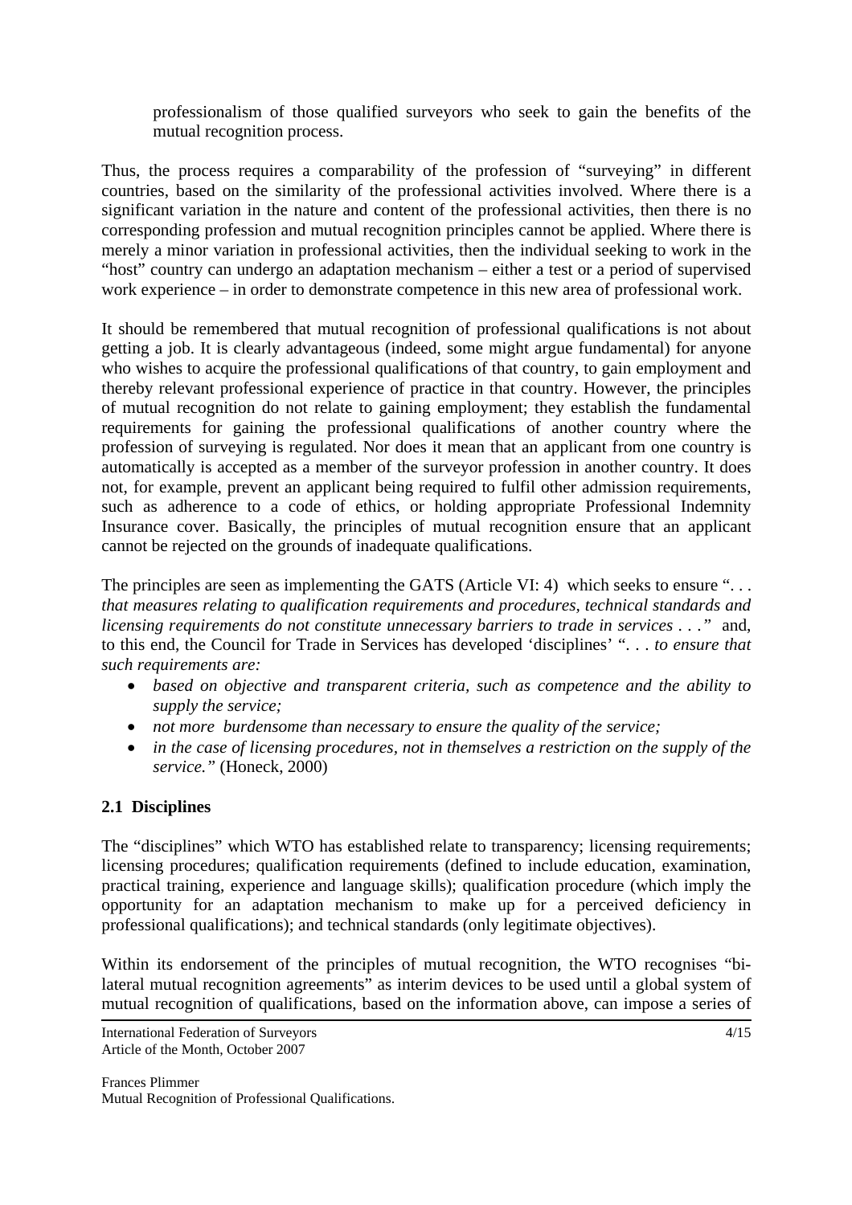professionalism of those qualified surveyors who seek to gain the benefits of the mutual recognition process.

Thus, the process requires a comparability of the profession of "surveying" in different countries, based on the similarity of the professional activities involved. Where there is a significant variation in the nature and content of the professional activities, then there is no corresponding profession and mutual recognition principles cannot be applied. Where there is merely a minor variation in professional activities, then the individual seeking to work in the "host" country can undergo an adaptation mechanism – either a test or a period of supervised work experience – in order to demonstrate competence in this new area of professional work.

It should be remembered that mutual recognition of professional qualifications is not about getting a job. It is clearly advantageous (indeed, some might argue fundamental) for anyone who wishes to acquire the professional qualifications of that country, to gain employment and thereby relevant professional experience of practice in that country. However, the principles of mutual recognition do not relate to gaining employment; they establish the fundamental requirements for gaining the professional qualifications of another country where the profession of surveying is regulated. Nor does it mean that an applicant from one country is automatically is accepted as a member of the surveyor profession in another country. It does not, for example, prevent an applicant being required to fulfil other admission requirements, such as adherence to a code of ethics, or holding appropriate Professional Indemnity Insurance cover. Basically, the principles of mutual recognition ensure that an applicant cannot be rejected on the grounds of inadequate qualifications.

The principles are seen as implementing the GATS (Article VI: 4) which seeks to ensure "*. . . that measures relating to qualification requirements and procedures, technical standards and licensing requirements do not constitute unnecessary barriers to trade in services . . .*" and, to this end, the Council for Trade in Services has developed 'disciplines' "*. . . to ensure that such requirements are:*

- *based on objective and transparent criteria, such as competence and the ability to supply the service;*
- *not more burdensome than necessary to ensure the quality of the service;*
- *in the case of licensing procedures, not in themselves a restriction on the supply of the service.*" (Honeck, 2000)

## 2.1 Disciplines

The "disciplines" which WTO has established relate to transparency; licensing requirements; licensing procedures; qualification requirements (defined to include education, examination, practical training, experience and language skills); qualification procedure (which imply the opportunity for an adaptation mechanism to make up for a perceived deficiency in professional qualifications); and technical standards (only legitimate objectives).

Within its endorsement of the principles of mutual recognition, the WTO recognises "bi-lateral mutual recognition agreements" as interim devices to be used until a global system of mutual recognition of qualifications, based on the information above, can impose a series of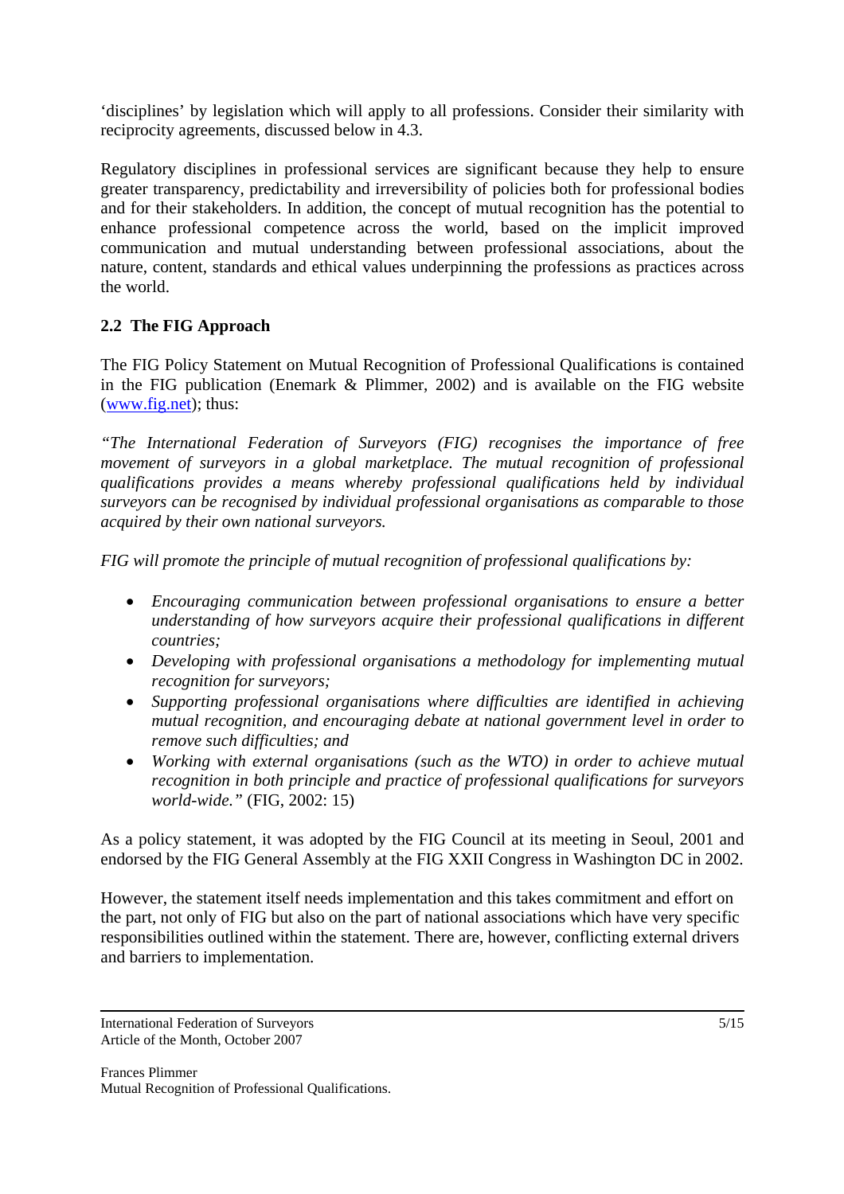'disciplines' by legislation which will apply to all professions. Consider their similarity with reciprocity agreements, discussed below in 4.3.

Regulatory disciplines in professional services are significant because they help to ensure greater transparency, predictability and irreversibility of policies both for professional bodies and for their stakeholders. In addition, the concept of mutual recognition has the potential to enhance professional competence across the world, based on the implicit improved communication and mutual understanding between professional associations, about the nature, content, standards and ethical values underpinning the professions as practices across the world.

## 2.2 The FIG Approach

The FIG Policy Statement on Mutual Recognition of Professional Qualifications is contained in the FIG publication (Enemark & Plimmer, 2002) and is available on the FIG website (www.fig.net); thus:

*"The International Federation of Surveyors (FIG) recognises the importance of free movement of surveyors in a global marketplace. The mutual recognition of professional qualifications provides a means whereby professional qualifications held by individual surveyors can be recognised by individual professional organisations as comparable to those acquired by their own national surveyors.*

*FIG will promote the principle of mutual recognition of professional qualifications by:*

- *Encouraging communication between professional organisations to ensure a better understanding of how surveyors acquire their professional qualifications in different countries;*
- *Developing with professional organisations a methodology for implementing mutual recognition for surveyors;*
- *Supporting professional organisations where difficulties are identified in achieving mutual recognition, and encouraging debate at national government level in order to remove such difficulties; and*
- *Working with external organisations (such as the WTO) in order to achieve mutual recognition in both principle and practice of professional qualifications for surveyors world-wide."* (FIG, 2002: 15)

As a policy statement, it was adopted by the FIG Council at its meeting in Seoul, 2001 and endorsed by the FIG General Assembly at the FIG XXII Congress in Washington DC in 2002.

However, the statement itself needs implementation and this takes commitment and effort on the part, not only of FIG but also on the part of national associations which have very specific responsibilities outlined within the statement. There are, however, conflicting external drivers and barriers to implementation.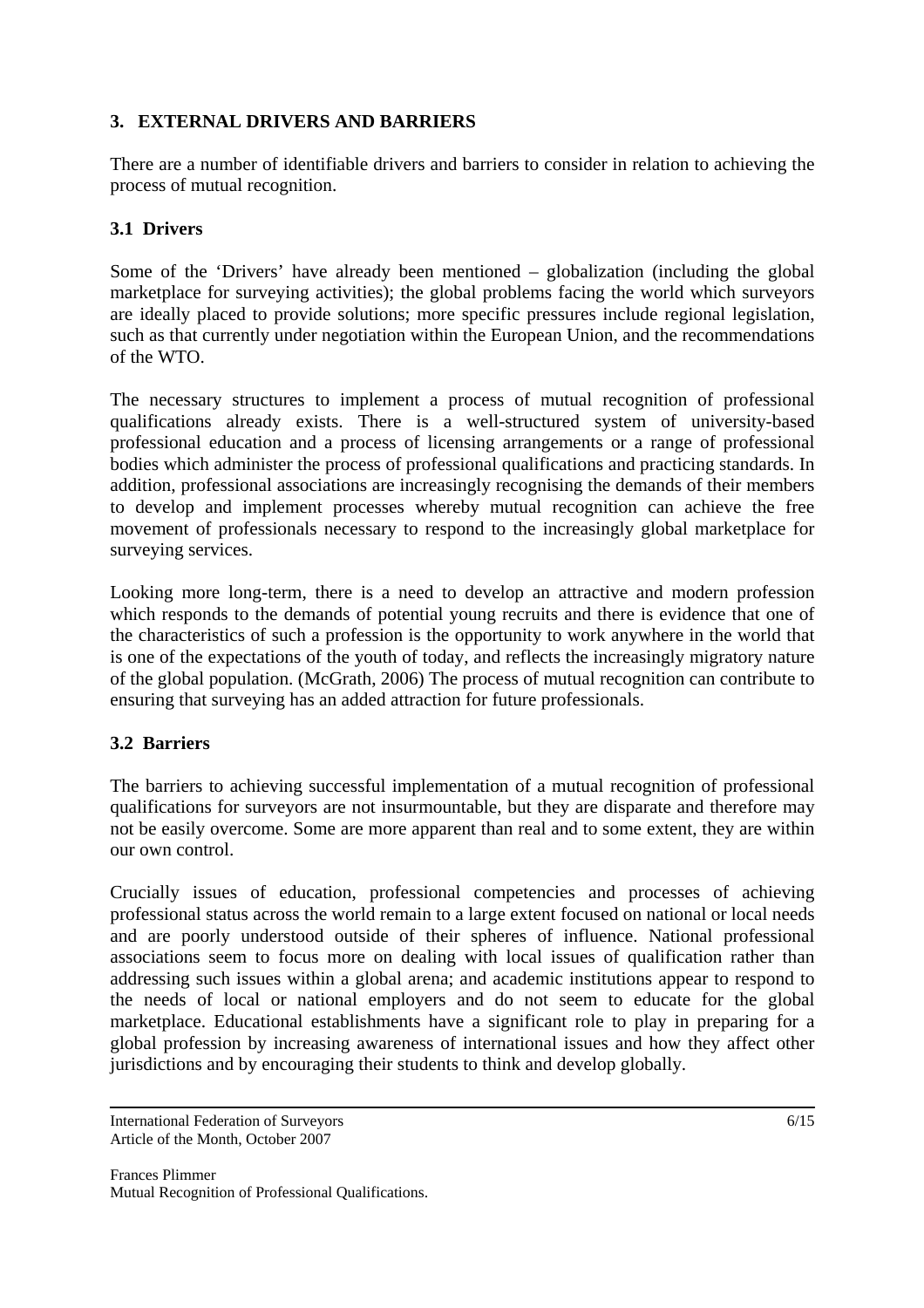## 3. EXTERNAL DRIVERS AND BARRIERS

There are a number of identifiable drivers and barriers to consider in relation to achieving the process of mutual recognition.

### 3.1 Drivers

Some of the 'Drivers' have already been mentioned – globalization (including the global marketplace for surveying activities); the global problems facing the world which surveyors are ideally placed to provide solutions; more specific pressures include regional legislation, such as that currently under negotiation within the European Union, and the recommendations of the WTO.

The necessary structures to implement a process of mutual recognition of professional qualifications already exists. There is a well-structured system of university-based professional education and a process of licensing arrangements or a range of professional bodies which administer the process of professional qualifications and practicing standards. In addition, professional associations are increasingly recognising the demands of their members to develop and implement processes whereby mutual recognition can achieve the free movement of professionals necessary to respond to the increasingly global marketplace for surveying services.

Looking more long-term, there is a need to develop an attractive and modern profession which responds to the demands of potential young recruits and there is evidence that one of the characteristics of such a profession is the opportunity to work anywhere in the world that is one of the expectations of the youth of today, and reflects the increasingly migratory nature of the global population. (McGrath, 2006) The process of mutual recognition can contribute to ensuring that surveying has an added attraction for future professionals.

### 3.2 Barriers

The barriers to achieving successful implementation of a mutual recognition of professional qualifications for surveyors are not insurmountable, but they are disparate and therefore may not be easily overcome. Some are more apparent than real and to some extent, they are within our own control.

Crucially issues of education, professional competencies and processes of achieving professional status across the world remain to a large extent focused on national or local needs and are poorly understood outside of their spheres of influence. National professional associations seem to focus more on dealing with local issues of qualification rather than addressing such issues within a global arena; and academic institutions appear to respond to the needs of local or national employers and do not seem to educate for the global marketplace. Educational establishments have a significant role to play in preparing for a global profession by increasing awareness of international issues and how they affect other jurisdictions and by encouraging their students to think and develop globally.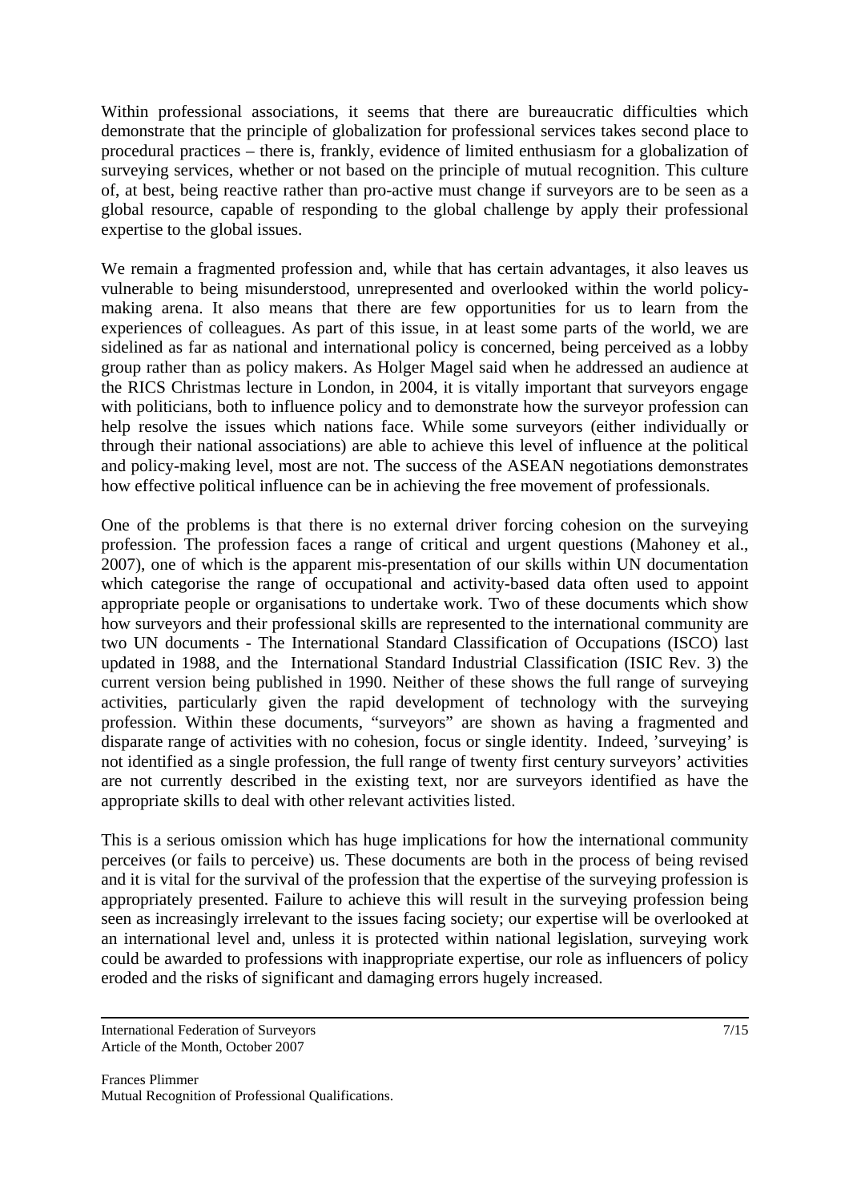Within professional associations, it seems that there are bureaucratic difficulties which demonstrate that the principle of globalization for professional services takes second place to procedural practices – there is, frankly, evidence of limited enthusiasm for a globalization of surveying services, whether or not based on the principle of mutual recognition. This culture of, at best, being reactive rather than pro-active must change if surveyors are to be seen as a global resource, capable of responding to the global challenge by apply their professional expertise to the global issues.

We remain a fragmented profession and, while that has certain advantages, it also leaves us vulnerable to being misunderstood, unrepresented and overlooked within the world policy-making arena. It also means that there are few opportunities for us to learn from the experiences of colleagues. As part of this issue, in at least some parts of the world, we are sidelined as far as national and international policy is concerned, being perceived as a lobby group rather than as policy makers. As Holger Magel said when he addressed an audience at the RICS Christmas lecture in London, in 2004, it is vitally important that surveyors engage with politicians, both to influence policy and to demonstrate how the surveyor profession can help resolve the issues which nations face. While some surveyors (either individually or through their national associations) are able to achieve this level of influence at the political and policy-making level, most are not. The success of the ASEAN negotiations demonstrates how effective political influence can be in achieving the free movement of professionals.

One of the problems is that there is no external driver forcing cohesion on the surveying profession. The profession faces a range of critical and urgent questions (Mahoney et al., 2007), one of which is the apparent mis-presentation of our skills within UN documentation which categorise the range of occupational and activity-based data often used to appoint appropriate people or organisations to undertake work. Two of these documents which show how surveyors and their professional skills are represented to the international community are two UN documents - The International Standard Classification of Occupations (ISCO) last updated in 1988, and the International Standard Industrial Classification (ISIC Rev. 3) the current version being published in 1990. Neither of these shows the full range of surveying activities, particularly given the rapid development of technology with the surveying profession. Within these documents, "surveyors" are shown as having a fragmented and disparate range of activities with no cohesion, focus or single identity. Indeed, 'surveying' is not identified as a single profession, the full range of twenty first century surveyors' activities are not currently described in the existing text, nor are surveyors identified as have the appropriate skills to deal with other relevant activities listed.

This is a serious omission which has huge implications for how the international community perceives (or fails to perceive) us. These documents are both in the process of being revised and it is vital for the survival of the profession that the expertise of the surveying profession is appropriately presented. Failure to achieve this will result in the surveying profession being seen as increasingly irrelevant to the issues facing society; our expertise will be overlooked at an international level and, unless it is protected within national legislation, surveying work could be awarded to professions with inappropriate expertise, our role as influencers of policy eroded and the risks of significant and damaging errors hugely increased.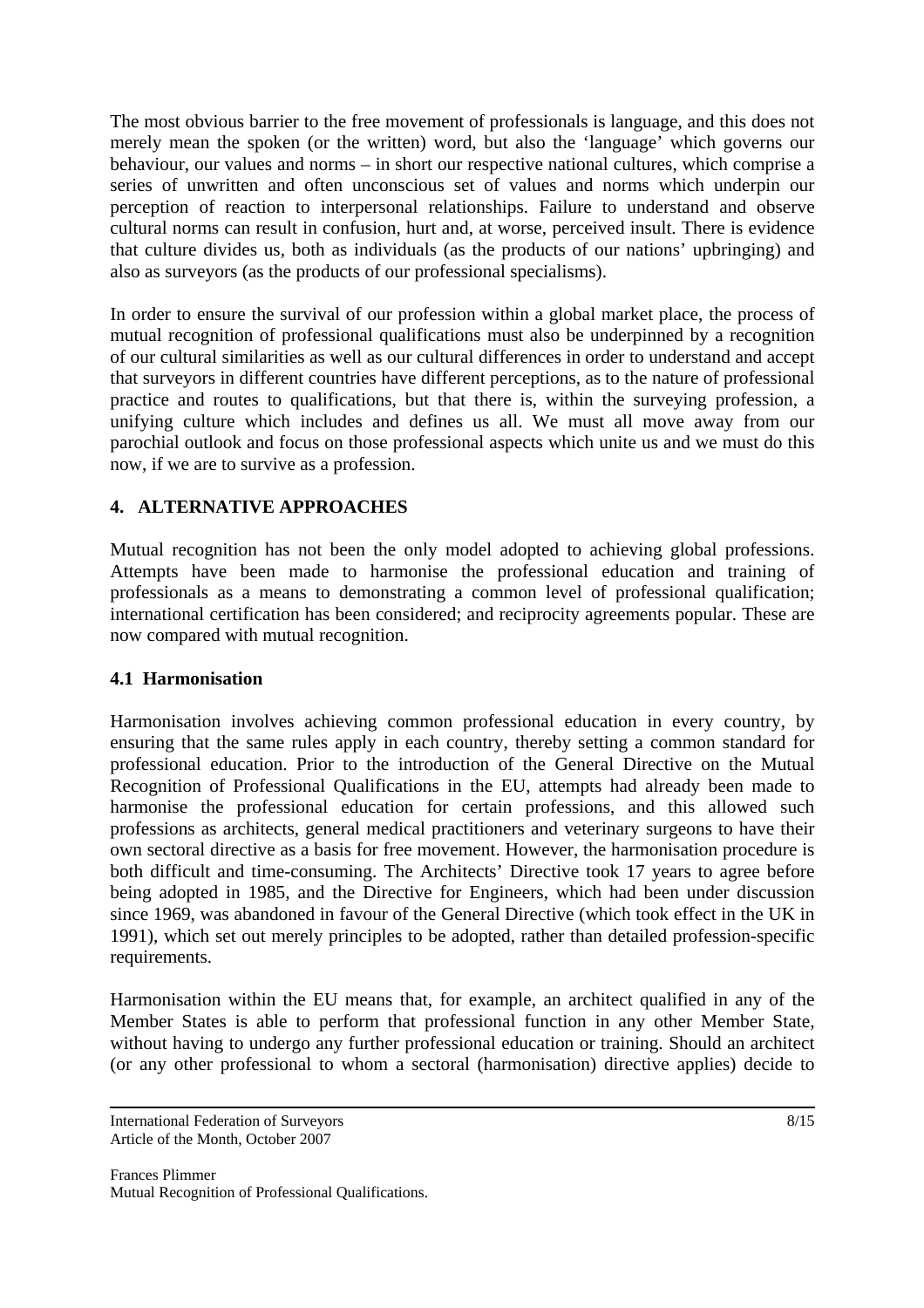The most obvious barrier to the free movement of professionals is language, and this does not merely mean the spoken (or the written) word, but also the 'language' which governs our behaviour, our values and norms – in short our respective national cultures, which comprise a series of unwritten and often unconscious set of values and norms which underpin our perception of reaction to interpersonal relationships. Failure to understand and observe cultural norms can result in confusion, hurt and, at worse, perceived insult. There is evidence that culture divides us, both as individuals (as the products of our nations' upbringing) and also as surveyors (as the products of our professional specialisms).

In order to ensure the survival of our profession within a global market place, the process of mutual recognition of professional qualifications must also be underpinned by a recognition of our cultural similarities as well as our cultural differences in order to understand and accept that surveyors in different countries have different perceptions, as to the nature of professional practice and routes to qualifications, but that there is, within the surveying profession, a unifying culture which includes and defines us all. We must all move away from our parochial outlook and focus on those professional aspects which unite us and we must do this now, if we are to survive as a profession.

## 4. ALTERNATIVE APPROACHES

Mutual recognition has not been the only model adopted to achieving global professions. Attempts have been made to harmonise the professional education and training of professionals as a means to demonstrating a common level of professional qualification; international certification has been considered; and reciprocity agreements popular. These are now compared with mutual recognition.

### 4.1 Harmonisation

Harmonisation involves achieving common professional education in every country, by ensuring that the same rules apply in each country, thereby setting a common standard for professional education. Prior to the introduction of the General Directive on the Mutual Recognition of Professional Qualifications in the EU, attempts had already been made to harmonise the professional education for certain professions, and this allowed such professions as architects, general medical practitioners and veterinary surgeons to have their own sectoral directive as a basis for free movement. However, the harmonisation procedure is both difficult and time-consuming. The Architects' Directive took 17 years to agree before being adopted in 1985, and the Directive for Engineers, which had been under discussion since 1969, was abandoned in favour of the General Directive (which took effect in the UK in 1991), which set out merely principles to be adopted, rather than detailed profession-specific requirements.

Harmonisation within the EU means that, for example, an architect qualified in any of the Member States is able to perform that professional function in any other Member State, without having to undergo any further professional education or training. Should an architect (or any other professional to whom a sectoral (harmonisation) directive applies) decide to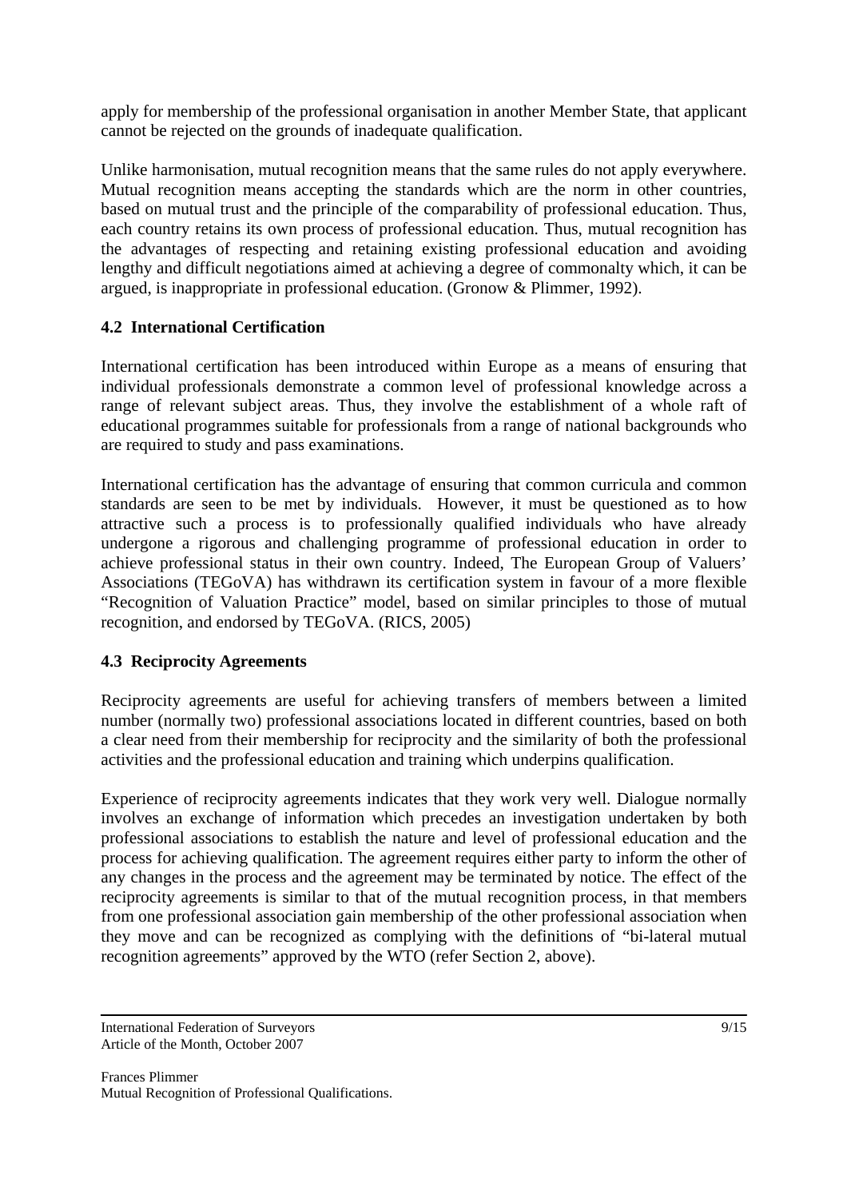apply for membership of the professional organisation in another Member State, that applicant cannot be rejected on the grounds of inadequate qualification.

Unlike harmonisation, mutual recognition means that the same rules do not apply everywhere. Mutual recognition means accepting the standards which are the norm in other countries, based on mutual trust and the principle of the comparability of professional education. Thus, each country retains its own process of professional education. Thus, mutual recognition has the advantages of respecting and retaining existing professional education and avoiding lengthy and difficult negotiations aimed at achieving a degree of commonalty which, it can be argued, is inappropriate in professional education. (Gronow & Plimmer, 1992).

### 4.2 International Certification

International certification has been introduced within Europe as a means of ensuring that individual professionals demonstrate a common level of professional knowledge across a range of relevant subject areas. Thus, they involve the establishment of a whole raft of educational programmes suitable for professionals from a range of national backgrounds who are required to study and pass examinations.

International certification has the advantage of ensuring that common curricula and common standards are seen to be met by individuals. However, it must be questioned as to how attractive such a process is to professionally qualified individuals who have already undergone a rigorous and challenging programme of professional education in order to achieve professional status in their own country. Indeed, The European Group of Valuers' Associations (TEGoVA) has withdrawn its certification system in favour of a more flexible "Recognition of Valuation Practice" model, based on similar principles to those of mutual recognition, and endorsed by TEGoVA. (RICS, 2005)

### 4.3 Reciprocity Agreements

Reciprocity agreements are useful for achieving transfers of members between a limited number (normally two) professional associations located in different countries, based on both a clear need from their membership for reciprocity and the similarity of both the professional activities and the professional education and training which underpins qualification.

Experience of reciprocity agreements indicates that they work very well. Dialogue normally involves an exchange of information which precedes an investigation undertaken by both professional associations to establish the nature and level of professional education and the process for achieving qualification. The agreement requires either party to inform the other of any changes in the process and the agreement may be terminated by notice. The effect of the reciprocity agreements is similar to that of the mutual recognition process, in that members from one professional association gain membership of the other professional association when they move and can be recognized as complying with the definitions of "bi-lateral mutual recognition agreements" approved by the WTO (refer Section 2, above).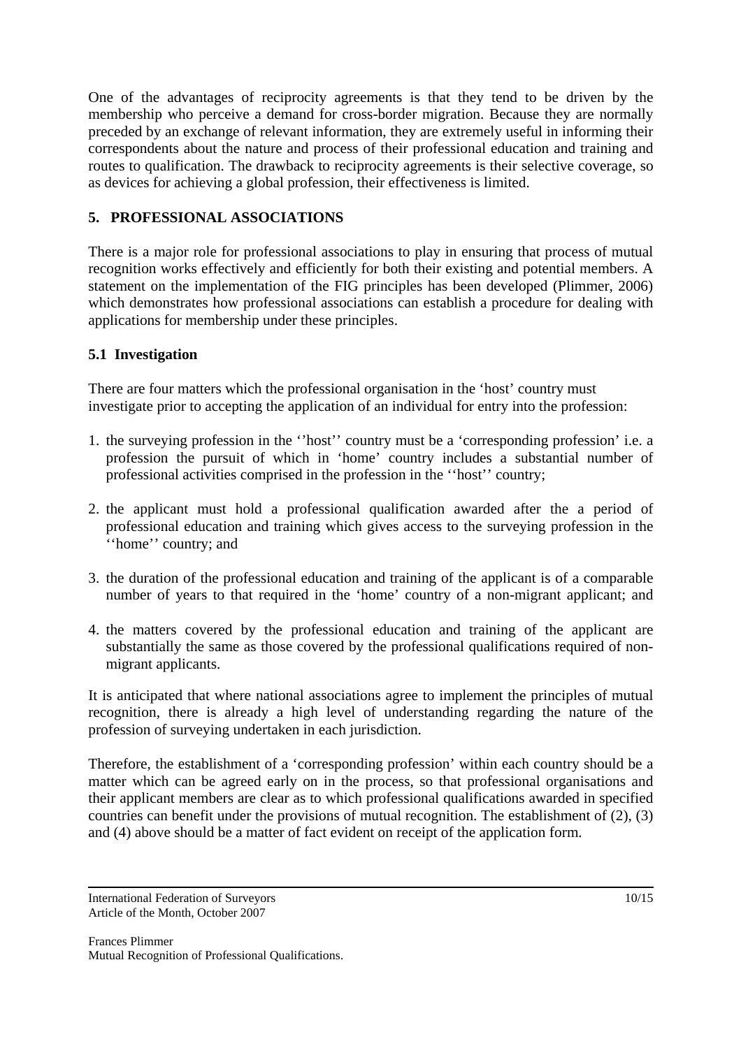One of the advantages of reciprocity agreements is that they tend to be driven by the membership who perceive a demand for cross-border migration. Because they are normally preceded by an exchange of relevant information, they are extremely useful in informing their correspondents about the nature and process of their professional education and training and routes to qualification. The drawback to reciprocity agreements is their selective coverage, so as devices for achieving a global profession, their effectiveness is limited.

## 5. PROFESSIONAL ASSOCIATIONS

There is a major role for professional associations to play in ensuring that process of mutual recognition works effectively and efficiently for both their existing and potential members. A statement on the implementation of the FIG principles has been developed (Plimmer, 2006) which demonstrates how professional associations can establish a procedure for dealing with applications for membership under these principles.

### 5.1 Investigation

There are four matters which the professional organisation in the 'host' country must investigate prior to accepting the application of an individual for entry into the profession:

1. the surveying profession in the ''host'' country must be a 'corresponding profession' i.e. a profession the pursuit of which in 'home' country includes a substantial number of professional activities comprised in the profession in the ''host'' country;
2. the applicant must hold a professional qualification awarded after the a period of professional education and training which gives access to the surveying profession in the ''home'' country; and
3. the duration of the professional education and training of the applicant is of a comparable number of years to that required in the 'home' country of a non-migrant applicant; and
4. the matters covered by the professional education and training of the applicant are substantially the same as those covered by the professional qualifications required of non-migrant applicants.

It is anticipated that where national associations agree to implement the principles of mutual recognition, there is already a high level of understanding regarding the nature of the profession of surveying undertaken in each jurisdiction.

Therefore, the establishment of a 'corresponding profession' within each country should be a matter which can be agreed early on in the process, so that professional organisations and their applicant members are clear as to which professional qualifications awarded in specified countries can benefit under the provisions of mutual recognition. The establishment of (2), (3) and (4) above should be a matter of fact evident on receipt of the application form.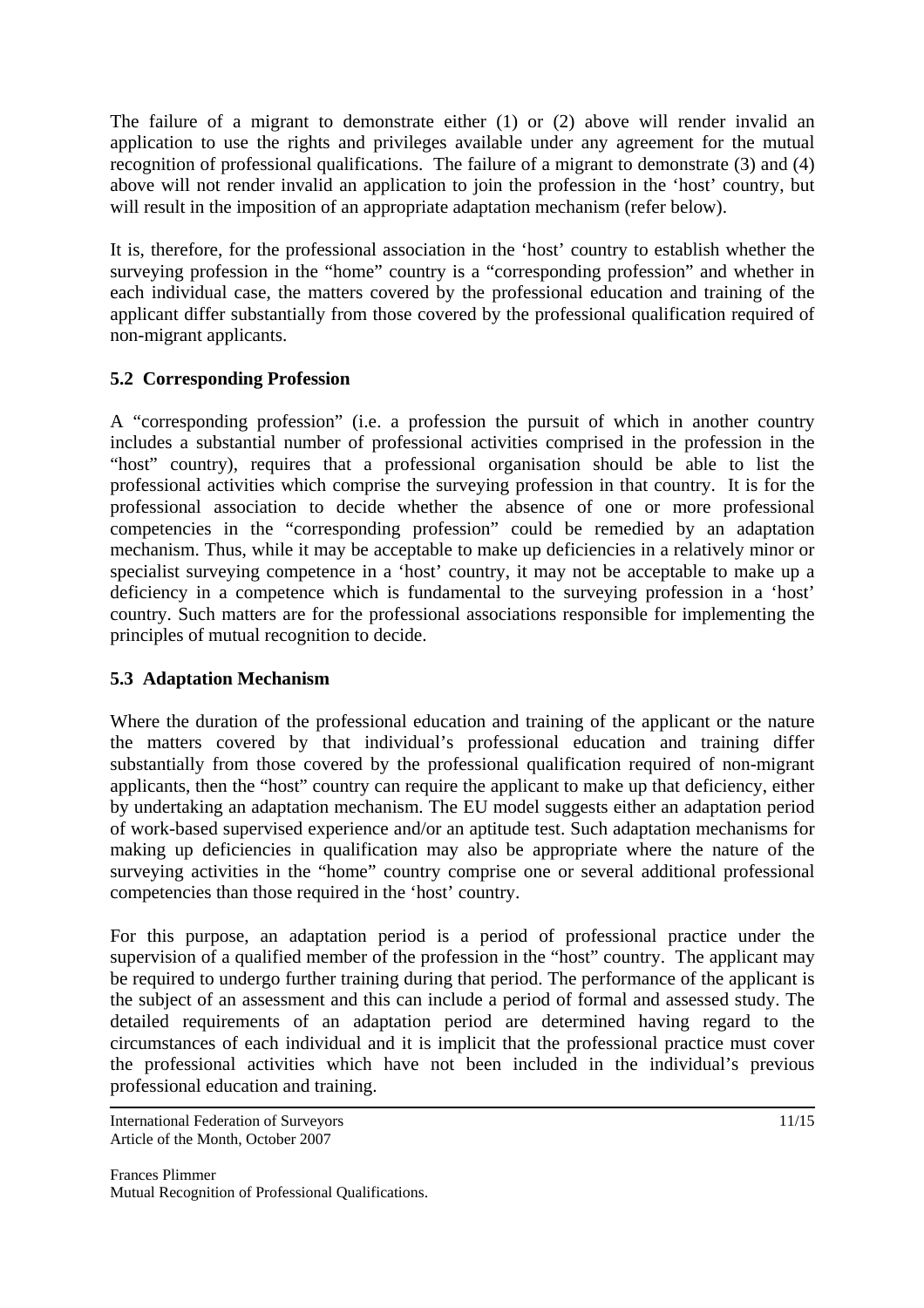The failure of a migrant to demonstrate either (1) or (2) above will render invalid an application to use the rights and privileges available under any agreement for the mutual recognition of professional qualifications. The failure of a migrant to demonstrate (3) and (4) above will not render invalid an application to join the profession in the 'host' country, but will result in the imposition of an appropriate adaptation mechanism (refer below).

It is, therefore, for the professional association in the 'host' country to establish whether the surveying profession in the "home" country is a "corresponding profession" and whether in each individual case, the matters covered by the professional education and training of the applicant differ substantially from those covered by the professional qualification required of non-migrant applicants.

### 5.2 Corresponding Profession

A "corresponding profession" (i.e. a profession the pursuit of which in another country includes a substantial number of professional activities comprised in the profession in the "host" country), requires that a professional organisation should be able to list the professional activities which comprise the surveying profession in that country. It is for the professional association to decide whether the absence of one or more professional competencies in the "corresponding profession" could be remedied by an adaptation mechanism. Thus, while it may be acceptable to make up deficiencies in a relatively minor or specialist surveying competence in a 'host' country, it may not be acceptable to make up a deficiency in a competence which is fundamental to the surveying profession in a 'host' country. Such matters are for the professional associations responsible for implementing the principles of mutual recognition to decide.

### 5.3 Adaptation Mechanism

Where the duration of the professional education and training of the applicant or the nature the matters covered by that individual's professional education and training differ substantially from those covered by the professional qualification required of non-migrant applicants, then the "host" country can require the applicant to make up that deficiency, either by undertaking an adaptation mechanism. The EU model suggests either an adaptation period of work-based supervised experience and/or an aptitude test. Such adaptation mechanisms for making up deficiencies in qualification may also be appropriate where the nature of the surveying activities in the "home" country comprise one or several additional professional competencies than those required in the 'host' country.

For this purpose, an adaptation period is a period of professional practice under the supervision of a qualified member of the profession in the "host" country. The applicant may be required to undergo further training during that period. The performance of the applicant is the subject of an assessment and this can include a period of formal and assessed study. The detailed requirements of an adaptation period are determined having regard to the circumstances of each individual and it is implicit that the professional practice must cover the professional activities which have not been included in the individual's previous professional education and training.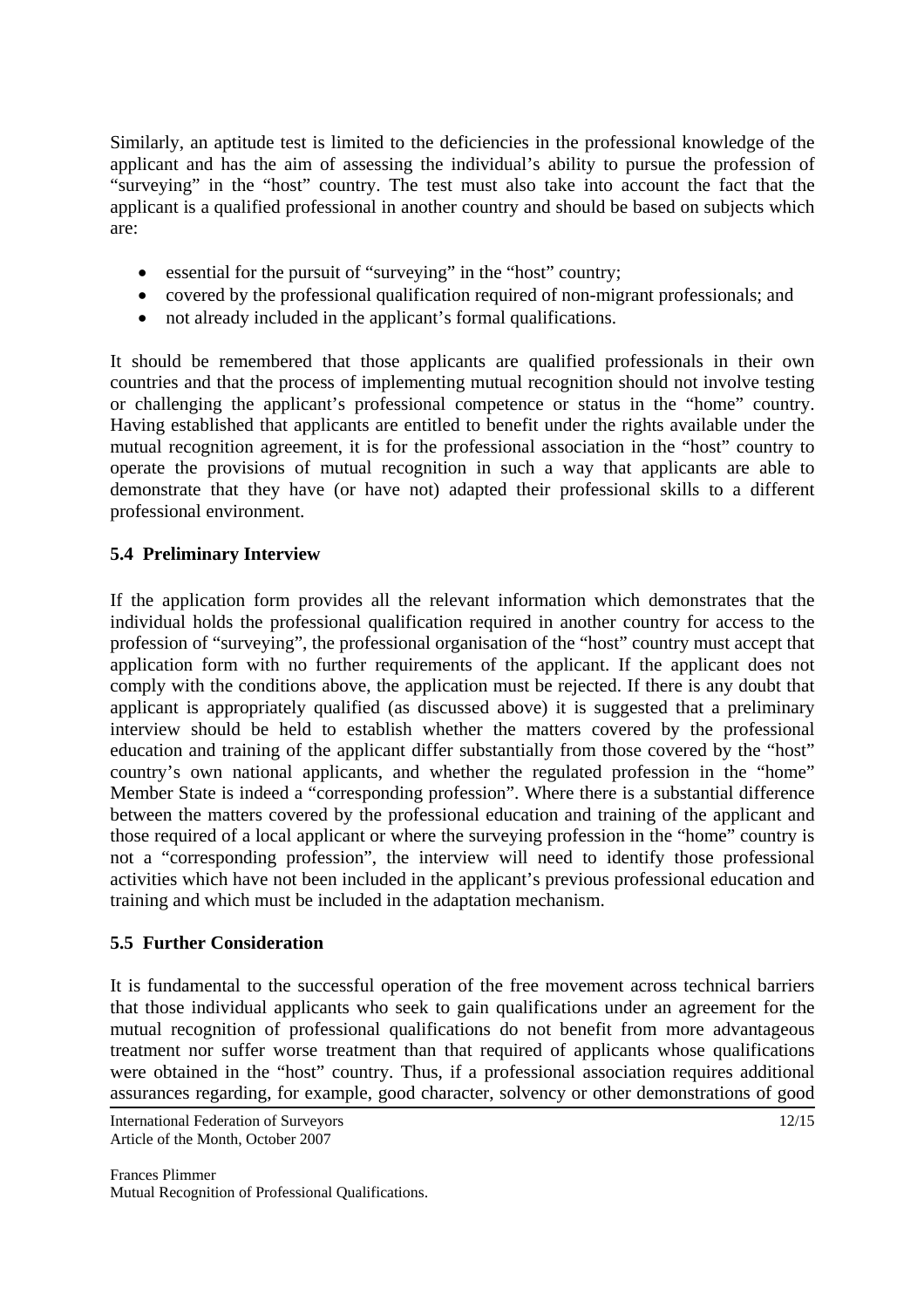Similarly, an aptitude test is limited to the deficiencies in the professional knowledge of the applicant and has the aim of assessing the individual's ability to pursue the profession of "surveying" in the "host" country. The test must also take into account the fact that the applicant is a qualified professional in another country and should be based on subjects which are:

- essential for the pursuit of "surveying" in the "host" country;
- covered by the professional qualification required of non-migrant professionals; and
- not already included in the applicant's formal qualifications.

It should be remembered that those applicants are qualified professionals in their own countries and that the process of implementing mutual recognition should not involve testing or challenging the applicant's professional competence or status in the "home" country. Having established that applicants are entitled to benefit under the rights available under the mutual recognition agreement, it is for the professional association in the "host" country to operate the provisions of mutual recognition in such a way that applicants are able to demonstrate that they have (or have not) adapted their professional skills to a different professional environment.

### 5.4 Preliminary Interview

If the application form provides all the relevant information which demonstrates that the individual holds the professional qualification required in another country for access to the profession of "surveying", the professional organisation of the "host" country must accept that application form with no further requirements of the applicant. If the applicant does not comply with the conditions above, the application must be rejected. If there is any doubt that applicant is appropriately qualified (as discussed above) it is suggested that a preliminary interview should be held to establish whether the matters covered by the professional education and training of the applicant differ substantially from those covered by the "host" country's own national applicants, and whether the regulated profession in the "home" Member State is indeed a "corresponding profession". Where there is a substantial difference between the matters covered by the professional education and training of the applicant and those required of a local applicant or where the surveying profession in the "home" country is not a "corresponding profession", the interview will need to identify those professional activities which have not been included in the applicant's previous professional education and training and which must be included in the adaptation mechanism.

### 5.5 Further Consideration

It is fundamental to the successful operation of the free movement across technical barriers that those individual applicants who seek to gain qualifications under an agreement for the mutual recognition of professional qualifications do not benefit from more advantageous treatment nor suffer worse treatment than that required of applicants whose qualifications were obtained in the "host" country. Thus, if a professional association requires additional assurances regarding, for example, good character, solvency or other demonstrations of good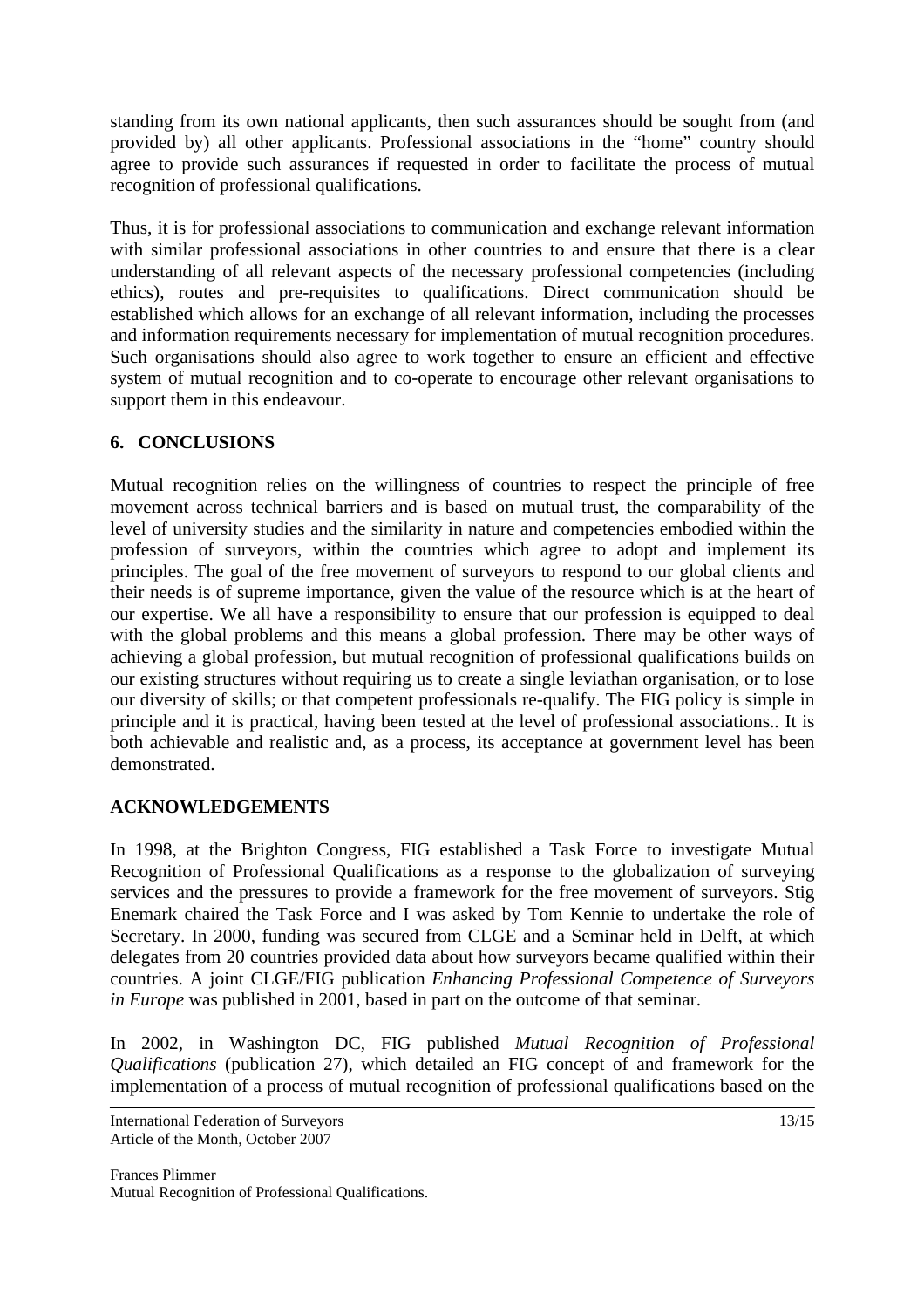standing from its own national applicants, then such assurances should be sought from (and provided by) all other applicants. Professional associations in the "home" country should agree to provide such assurances if requested in order to facilitate the process of mutual recognition of professional qualifications.

Thus, it is for professional associations to communication and exchange relevant information with similar professional associations in other countries to and ensure that there is a clear understanding of all relevant aspects of the necessary professional competencies (including ethics), routes and pre-requisites to qualifications. Direct communication should be established which allows for an exchange of all relevant information, including the processes and information requirements necessary for implementation of mutual recognition procedures. Such organisations should also agree to work together to ensure an efficient and effective system of mutual recognition and to co-operate to encourage other relevant organisations to support them in this endeavour.

## 6. CONCLUSIONS

Mutual recognition relies on the willingness of countries to respect the principle of free movement across technical barriers and is based on mutual trust, the comparability of the level of university studies and the similarity in nature and competencies embodied within the profession of surveyors, within the countries which agree to adopt and implement its principles. The goal of the free movement of surveyors to respond to our global clients and their needs is of supreme importance, given the value of the resource which is at the heart of our expertise. We all have a responsibility to ensure that our profession is equipped to deal with the global problems and this means a global profession. There may be other ways of achieving a global profession, but mutual recognition of professional qualifications builds on our existing structures without requiring us to create a single leviathan organisation, or to lose our diversity of skills; or that competent professionals re-qualify. The FIG policy is simple in principle and it is practical, having been tested at the level of professional associations.. It is both achievable and realistic and, as a process, its acceptance at government level has been demonstrated.

## ACKNOWLEDGEMENTS

In 1998, at the Brighton Congress, FIG established a Task Force to investigate Mutual Recognition of Professional Qualifications as a response to the globalization of surveying services and the pressures to provide a framework for the free movement of surveyors. Stig Enemark chaired the Task Force and I was asked by Tom Kennie to undertake the role of Secretary. In 2000, funding was secured from CLGE and a Seminar held in Delft, at which delegates from 20 countries provided data about how surveyors became qualified within their countries. A joint CLGE/FIG publication *Enhancing Professional Competence of Surveyors in Europe* was published in 2001, based in part on the outcome of that seminar.

In 2002, in Washington DC, FIG published *Mutual Recognition of Professional Qualifications* (publication 27), which detailed an FIG concept of and framework for the implementation of a process of mutual recognition of professional qualifications based on the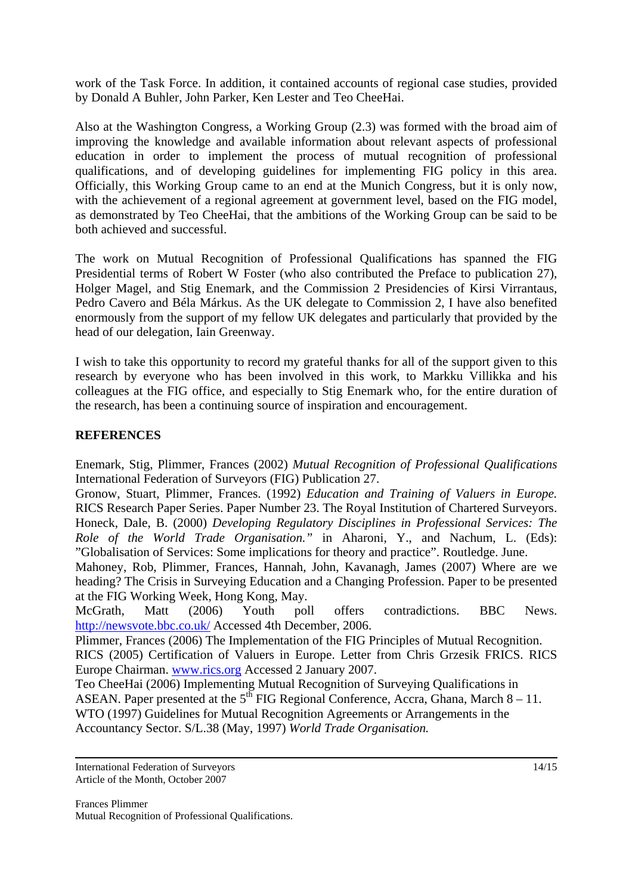work of the Task Force. In addition, it contained accounts of regional case studies, provided by Donald A Buhler, John Parker, Ken Lester and Teo CheeHai.

Also at the Washington Congress, a Working Group (2.3) was formed with the broad aim of improving the knowledge and available information about relevant aspects of professional education in order to implement the process of mutual recognition of professional qualifications, and of developing guidelines for implementing FIG policy in this area. Officially, this Working Group came to an end at the Munich Congress, but it is only now, with the achievement of a regional agreement at government level, based on the FIG model, as demonstrated by Teo CheeHai, that the ambitions of the Working Group can be said to be both achieved and successful.

The work on Mutual Recognition of Professional Qualifications has spanned the FIG Presidential terms of Robert W Foster (who also contributed the Preface to publication 27), Holger Magel, and Stig Enemark, and the Commission 2 Presidencies of Kirsi Virrantaus, Pedro Cavero and Béla Márkus. As the UK delegate to Commission 2, I have also benefited enormously from the support of my fellow UK delegates and particularly that provided by the head of our delegation, Iain Greenway.

I wish to take this opportunity to record my grateful thanks for all of the support given to this research by everyone who has been involved in this work, to Markku Villikka and his colleagues at the FIG office, and especially to Stig Enemark who, for the entire duration of the research, has been a continuing source of inspiration and encouragement.

## REFERENCES

Enemark, Stig, Plimmer, Frances (2002) *Mutual Recognition of Professional Qualifications* International Federation of Surveyors (FIG) Publication 27.

Gronow, Stuart, Plimmer, Frances. (1992) *Education and Training of Valuers in Europe.* RICS Research Paper Series. Paper Number 23. The Royal Institution of Chartered Surveyors.

Honeck, Dale, B. (2000) *Developing Regulatory Disciplines in Professional Services: The Role of the World Trade Organisation."* in Aharoni, Y., and Nachum, L. (Eds): "Globalisation of Services: Some implications for theory and practice". Routledge. June.

Mahoney, Rob, Plimmer, Frances, Hannah, John, Kavanagh, James (2007) Where are we heading? The Crisis in Surveying Education and a Changing Profession. Paper to be presented at the FIG Working Week, Hong Kong, May.

McGrath, Matt (2006) Youth poll offers contradictions. BBC News. http://newsvote.bbc.co.uk/ Accessed 4th December, 2006.

Plimmer, Frances (2006) The Implementation of the FIG Principles of Mutual Recognition.

RICS (2005) Certification of Valuers in Europe. Letter from Chris Grzesik FRICS. RICS Europe Chairman. www.rics.org Accessed 2 January 2007.

Teo CheeHai (2006) Implementing Mutual Recognition of Surveying Qualifications in ASEAN. Paper presented at the 5th FIG Regional Conference, Accra, Ghana, March 8 – 11.

WTO (1997) Guidelines for Mutual Recognition Agreements or Arrangements in the Accountancy Sector. S/L.38 (May, 1997) *World Trade Organisation.*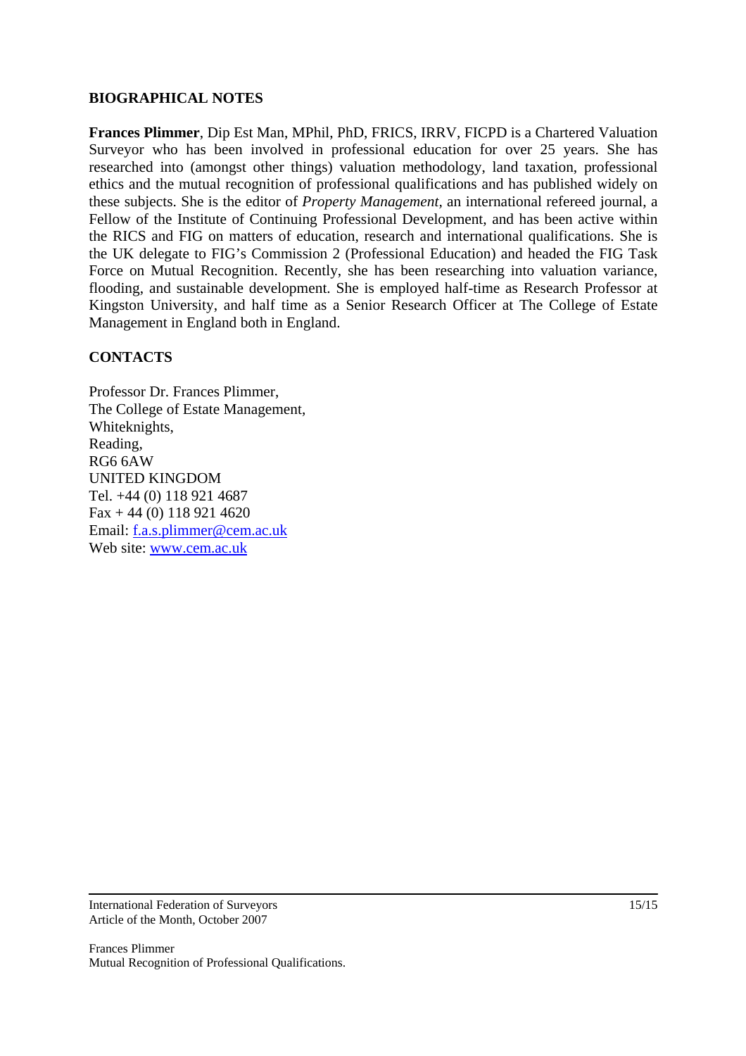## BIOGRAPHICAL NOTES

**Frances Plimmer**, Dip Est Man, MPhil, PhD, FRICS, IRRV, FICPD is a Chartered Valuation Surveyor who has been involved in professional education for over 25 years. She has researched into (amongst other things) valuation methodology, land taxation, professional ethics and the mutual recognition of professional qualifications and has published widely on these subjects. She is the editor of *Property Management*, an international refereed journal, a Fellow of the Institute of Continuing Professional Development, and has been active within the RICS and FIG on matters of education, research and international qualifications. She is the UK delegate to FIG's Commission 2 (Professional Education) and headed the FIG Task Force on Mutual Recognition. Recently, she has been researching into valuation variance, flooding, and sustainable development. She is employed half-time as Research Professor at Kingston University, and half time as a Senior Research Officer at The College of Estate Management in England both in England.

## CONTACTS

Professor Dr. Frances Plimmer,
The College of Estate Management,
Whiteknights,
Reading,
RG6 6AW
UNITED KINGDOM
Tel. +44 (0) 118 921 4687
Fax + 44 (0) 118 921 4620
Email: [f.a.s.plimmer@cem.ac.uk](mailto:f.a.s.plimmer@cem.ac.uk)
Web site: [www.cem.ac.uk](http://www.cem.ac.uk)